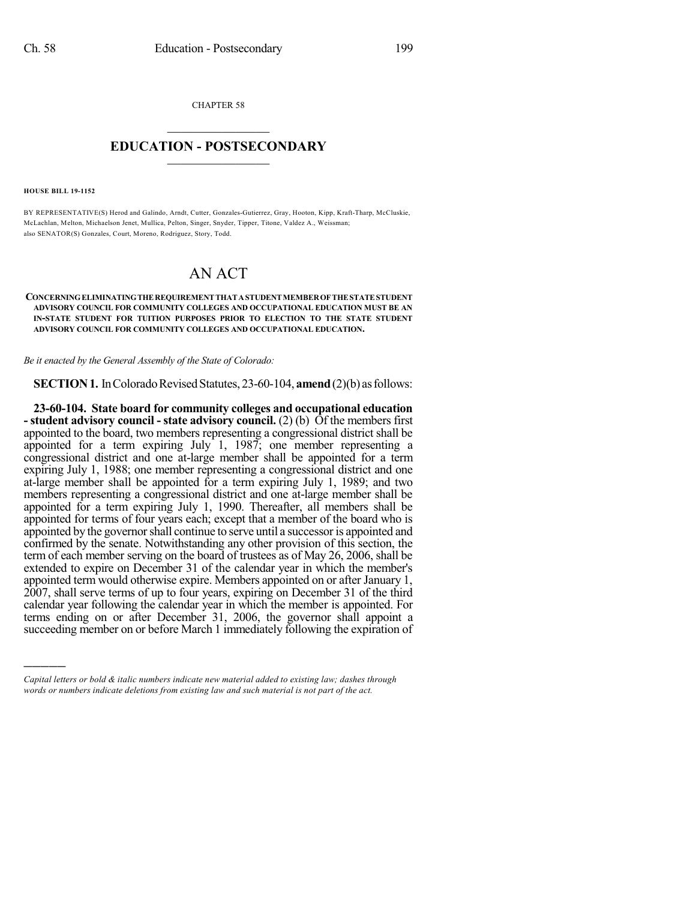CHAPTER 58

# EDUCATION - POSTSECONDARY

**HOUSE BILL 19-1152**

BY REPRESENTATIVE(S) Herod and Galindo, Arndt, Cutter, Gonzales-Gutierrez, Gray, Hooton, Kipp, Kraft-Tharp, McCluskie, McLachlan, Melton, Michaelson Jenet, Mullica, Pelton, Singer, Snyder, Tipper, Titone, Valdez A., Weissman; also SENATOR(S) Gonzales, Court, Moreno, Rodriguez, Story, Todd.

# AN ACT

**CONCERNING ELIMINATING THE REQUIREMENT THAT A STUDENT MEMBER OF THE STATE STUDENT ADVISORY COUNCIL FOR COMMUNITY COLLEGES AND OCCUPATIONAL EDUCATION MUST BE AN IN-STATE STUDENT FOR TUITION PURPOSES PRIOR TO ELECTION TO THE STATE STUDENT ADVISORY COUNCIL FOR COMMUNITY COLLEGES AND OCCUPATIONAL EDUCATION.**

*Be it enacted by the General Assembly of the State of Colorado:*

**SECTION 1.** In Colorado Revised Statutes, 23-60-104, **amend** (2)(b) as follows:

**23-60-104. State board for community colleges and occupational education - student advisory council - state advisory council.** (2) (b) Of the members first appointed to the board, two members representing a congressional district shall be appointed for a term expiring July 1, 1987; one member representing a congressional district and one at-large member shall be appointed for a term expiring July 1, 1988; one member representing a congressional district and one at-large member shall be appointed for a term expiring July 1, 1989; and two members representing a congressional district and one at-large member shall be appointed for a term expiring July 1, 1990. Thereafter, all members shall be appointed for terms of four years each; except that a member of the board who is appointed by the governor shall continue to serve until a successor is appointed and confirmed by the senate. Notwithstanding any other provision of this section, the term of each member serving on the board of trustees as of May 26, 2006, shall be extended to expire on December 31 of the calendar year in which the member's appointed term would otherwise expire. Members appointed on or after January 1, 2007, shall serve terms of up to four years, expiring on December 31 of the third calendar year following the calendar year in which the member is appointed. For terms ending on or after December 31, 2006, the governor shall appoint a succeeding member on or before March 1 immediately following the expiration of

---

*Capital letters or bold & italic numbers indicate new material added to existing law; dashes through words or numbers indicate deletions from existing law and such material is not part of the act.*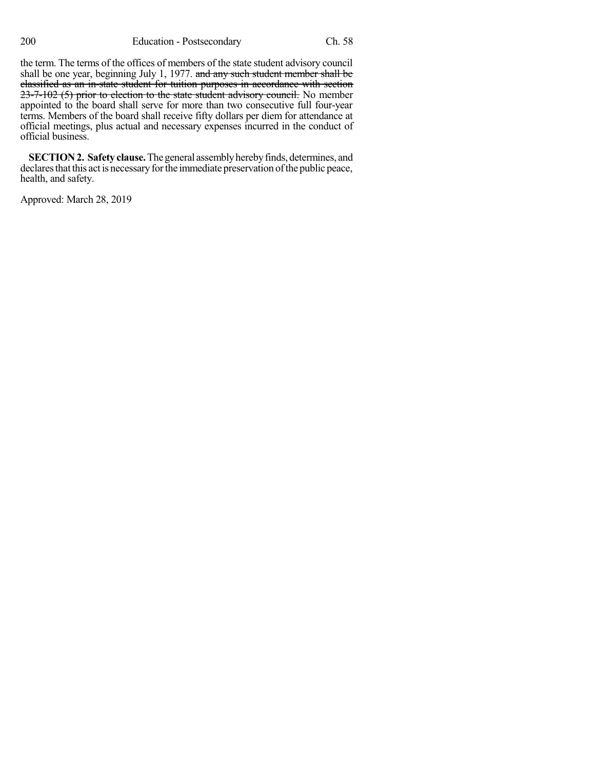the term. The terms of the offices of members of the state student advisory council shall be one year, beginning July 1, 1977. ~~and any such student member shall be classified as an in-state student for tuition purposes in accordance with section 23-7-102 (5) prior to election to the state student advisory council.~~ No member appointed to the board shall serve for more than two consecutive full four-year terms. Members of the board shall receive fifty dollars per diem for attendance at official meetings, plus actual and necessary expenses incurred in the conduct of official business.

**SECTION 2. Safety clause.** The general assembly hereby finds, determines, and declares that this act is necessary for the immediate preservation of the public peace, health, and safety.

Approved: March 28, 2019